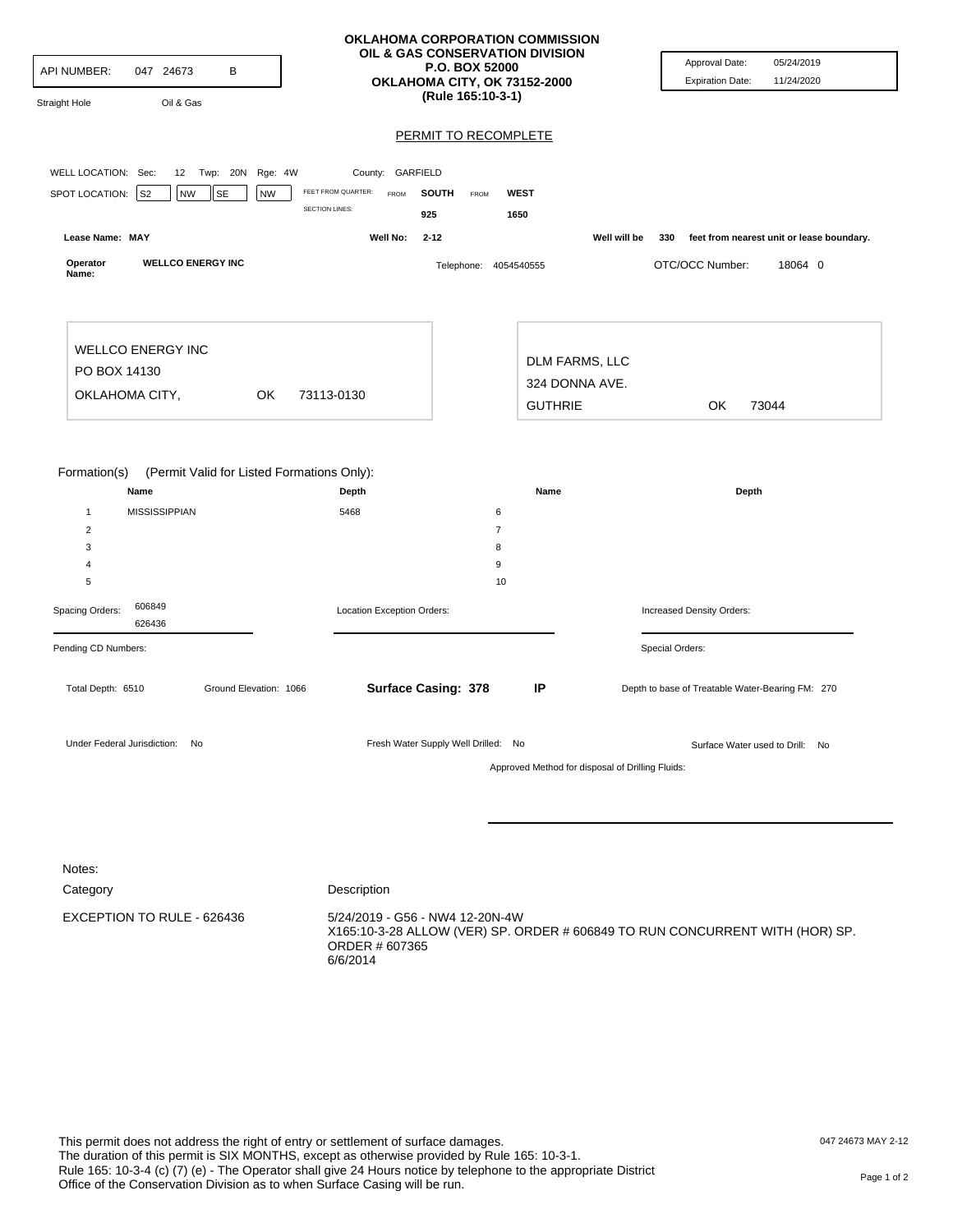API NUMBER: 047 24673 B

Straight Hole Oil & Gas

**OKLAHOMA CORPORATION COMMISSION**
**OIL & GAS CONSERVATION DIVISION**
**P.O. BOX 52000**
**OKLAHOMA CITY, OK 73152-2000**
**(Rule 165:10-3-1)**

Approval Date: 05/24/2019
Expiration Date: 11/24/2020

## PERMIT TO RECOMPLETE

WELL LOCATION: Sec: 12 Twp: 20N Rge: 4W County: GARFIELD

SPOT LOCATION: S2 NW SE NW

FEET FROM QUARTER: FROM **SOUTH** FROM **WEST**
SECTION LINES: 925 1650

**Lease Name: MAY** **Well No: 2-12** **Well will be 330 feet from nearest unit or lease boundary.**

**Operator Name: WELLCO ENERGY INC** Telephone: 4054540555 OTC/OCC Number: 18064 0

WELLCO ENERGY INC
PO BOX 14130
OKLAHOMA CITY, OK 73113-0130

DLM FARMS, LLC
324 DONNA AVE.
GUTHRIE OK 73044

Formation(s) (Permit Valid for Listed Formations Only):

| | Name | Depth | | Name | Depth |
|---|---|---|---|---|---|
| 1 | MISSISSIPPIAN | 5468 | 6 | | |
| 2 | | | 7 | | |
| 3 | | | 8 | | |
| 4 | | | 9 | | |
| 5 | | | 10 | | |

Spacing Orders: 606849, 626436

Location Exception Orders:

Increased Density Orders:

Pending CD Numbers:

Special Orders:

Total Depth: 6510 Ground Elevation: 1066 **Surface Casing: 378** **IP** Depth to base of Treatable Water-Bearing FM: 270

Under Federal Jurisdiction: No

Fresh Water Supply Well Drilled: No

Surface Water used to Drill: No

Approved Method for disposal of Drilling Fluids:

Notes:

| Category | Description |
|---|---|
| EXCEPTION TO RULE - 626436 | 5/24/2019 - G56 - NW4 12-20N-4W X165:10-3-28 ALLOW (VER) SP. ORDER # 606849 TO RUN CONCURRENT WITH (HOR) SP. ORDER # 607365 6/6/2014 |

This permit does not address the right of entry or settlement of surface damages.
The duration of this permit is SIX MONTHS, except as otherwise provided by Rule 165: 10-3-1.
Rule 165: 10-3-4 (c) (7) (e) - The Operator shall give 24 Hours notice by telephone to the appropriate District Office of the Conservation Division as to when Surface Casing will be run.

047 24673 MAY 2-12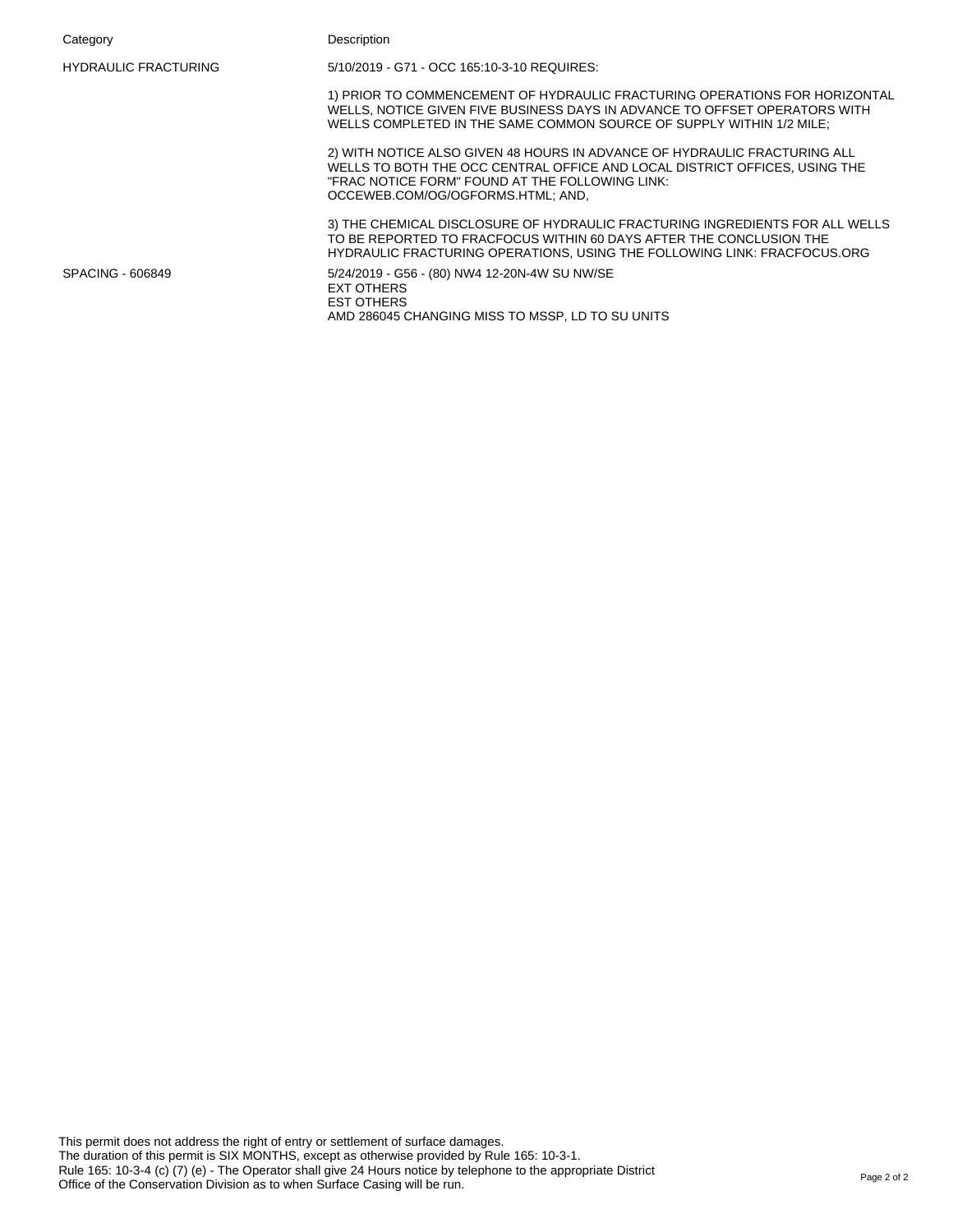| Category | Description |
| --- | --- |
| HYDRAULIC FRACTURING | 5/10/2019 - G71 - OCC 165:10-3-10 REQUIRES:<br><br>1) PRIOR TO COMMENCEMENT OF HYDRAULIC FRACTURING OPERATIONS FOR HORIZONTAL WELLS, NOTICE GIVEN FIVE BUSINESS DAYS IN ADVANCE TO OFFSET OPERATORS WITH WELLS COMPLETED IN THE SAME COMMON SOURCE OF SUPPLY WITHIN 1/2 MILE;<br><br>2) WITH NOTICE ALSO GIVEN 48 HOURS IN ADVANCE OF HYDRAULIC FRACTURING ALL WELLS TO BOTH THE OCC CENTRAL OFFICE AND LOCAL DISTRICT OFFICES, USING THE "FRAC NOTICE FORM" FOUND AT THE FOLLOWING LINK: OCCEWEB.COM/OG/OGFORMS.HTML; AND,<br><br>3) THE CHEMICAL DISCLOSURE OF HYDRAULIC FRACTURING INGREDIENTS FOR ALL WELLS TO BE REPORTED TO FRACFOCUS WITHIN 60 DAYS AFTER THE CONCLUSION THE HYDRAULIC FRACTURING OPERATIONS, USING THE FOLLOWING LINK: FRACFOCUS.ORG |
| SPACING - 606849 | 5/24/2019 - G56 - (80) NW4 12-20N-4W SU NW/SE<br>EXT OTHERS<br>EST OTHERS<br>AMD 286045 CHANGING MISS TO MSSP, LD TO SU UNITS |

This permit does not address the right of entry or settlement of surface damages.
The duration of this permit is SIX MONTHS, except as otherwise provided by Rule 165: 10-3-1.
Rule 165: 10-3-4 (c) (7) (e) - The Operator shall give 24 Hours notice by telephone to the appropriate District Office of the Conservation Division as to when Surface Casing will be run.